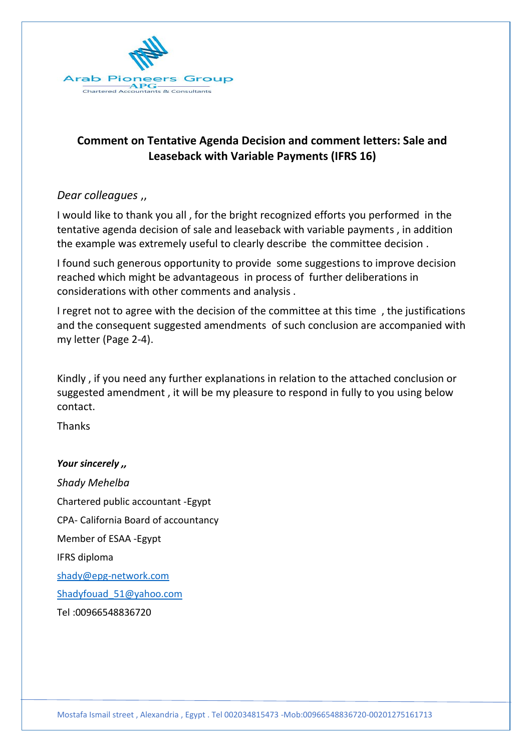Arab Pioneers Group

APG

Chartered Accountants & Consultants

**Comment on Tentative Agenda Decision and comment letters: Sale and Leaseback with Variable Payments (IFRS 16)**

*Dear colleagues ,,*

I would like to thank you all , for the bright recognized efforts you performed in the tentative agenda decision of sale and leaseback with variable payments , in addition the example was extremely useful to clearly describe the committee decision .

I found such generous opportunity to provide some suggestions to improve decision reached which might be advantageous in process of further deliberations in considerations with other comments and analysis .

I regret not to agree with the decision of the committee at this time , the justifications and the consequent suggested amendments of such conclusion are accompanied with my letter (Page 2-4).

Kindly , if you need any further explanations in relation to the attached conclusion or suggested amendment , it will be my pleasure to respond in fully to you using below contact.

Thanks

***Your sincerely ,,***

*Shady Mehelba*

Chartered public accountant -Egypt

CPA- California Board of accountancy

Member of ESAA -Egypt

IFRS diploma

shady@epg-network.com

Shadyfouad_51@yahoo.com

Tel :00966548836720

Mostafa Ismail street , Alexandria , Egypt . Tel 002034815473 -Mob:00966548836720-00201275161713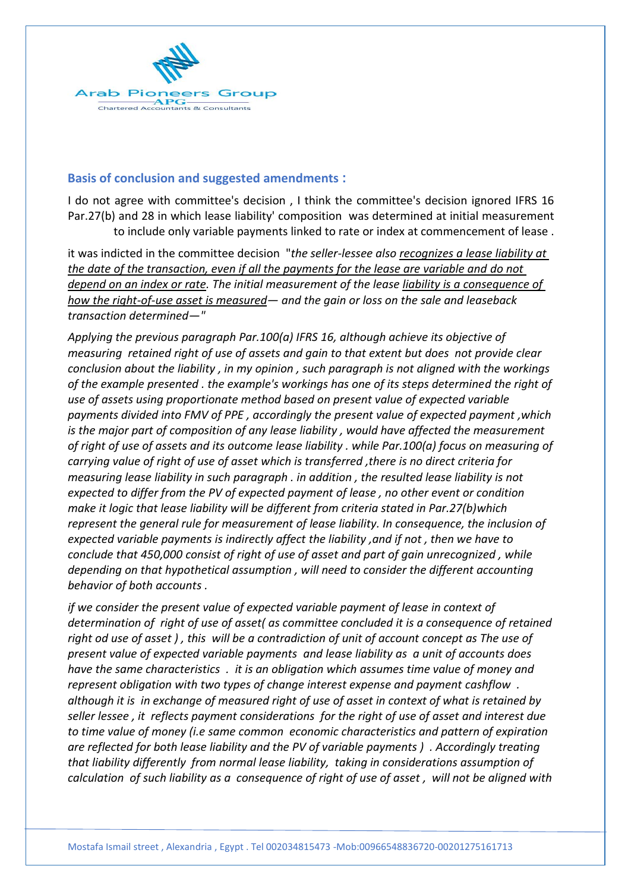## Basis of conclusion and suggested amendments :

I do not agree with committee's decision , I think the committee's decision ignored IFRS 16 Par.27(b) and 28 in which lease liability' composition was determined at initial measurement to include only variable payments linked to rate or index at commencement of lease .

it was indicted in the committee decision "*the seller-lessee also <u>recognizes a lease liability at the date of the transaction, even if all the payments for the lease are variable and do not depend on an index or rate</u>. The initial measurement of the lease <u>liability is a consequence of how the right-of-use asset is measured</u>— and the gain or loss on the sale and leaseback transaction determined—*"

*Applying the previous paragraph Par.100(a) IFRS 16, although achieve its objective of measuring retained right of use of assets and gain to that extent but does not provide clear conclusion about the liability , in my opinion , such paragraph is not aligned with the workings of the example presented . the example's workings has one of its steps determined the right of use of assets using proportionate method based on present value of expected variable payments divided into FMV of PPE , accordingly the present value of expected payment ,which is the major part of composition of any lease liability , would have affected the measurement of right of use of assets and its outcome lease liability . while Par.100(a) focus on measuring of carrying value of right of use of asset which is transferred ,there is no direct criteria for measuring lease liability in such paragraph . in addition , the resulted lease liability is not expected to differ from the PV of expected payment of lease , no other event or condition make it logic that lease liability will be different from criteria stated in Par.27(b)which represent the general rule for measurement of lease liability. In consequence, the inclusion of expected variable payments is indirectly affect the liability ,and if not , then we have to conclude that 450,000 consist of right of use of asset and part of gain unrecognized , while depending on that hypothetical assumption , will need to consider the different accounting behavior of both accounts .*

*if we consider the present value of expected variable payment of lease in context of determination of right of use of asset( as committee concluded it is a consequence of retained right od use of asset ) , this will be a contradiction of unit of account concept as The use of present value of expected variable payments and lease liability as a unit of accounts does have the same characteristics . it is an obligation which assumes time value of money and represent obligation with two types of change interest expense and payment cashflow . although it is in exchange of measured right of use of asset in context of what is retained by seller lessee , it reflects payment considerations for the right of use of asset and interest due to time value of money (i.e same common economic characteristics and pattern of expiration are reflected for both lease liability and the PV of variable payments ) . Accordingly treating that liability differently from normal lease liability, taking in considerations assumption of calculation of such liability as a consequence of right of use of asset , will not be aligned with*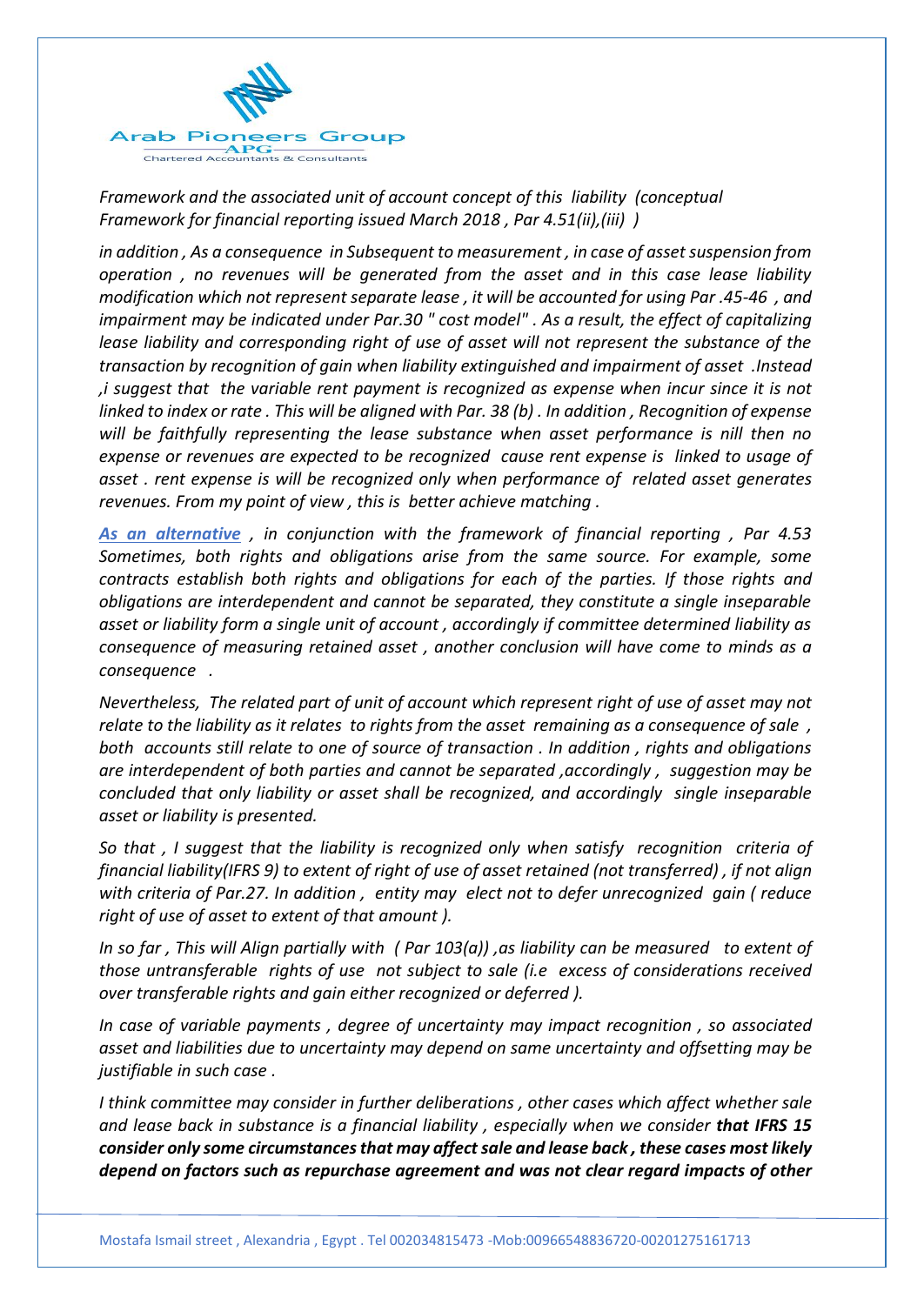*Framework and the associated unit of account concept of this liability (conceptual Framework for financial reporting issued March 2018 , Par 4.51(ii),(iii) )*

*in addition , As a consequence in Subsequent to measurement , in case of asset suspension from operation , no revenues will be generated from the asset and in this case lease liability modification which not represent separate lease , it will be accounted for using Par .45-46 , and impairment may be indicated under Par.30 " cost model" . As a result, the effect of capitalizing lease liability and corresponding right of use of asset will not represent the substance of the transaction by recognition of gain when liability extinguished and impairment of asset .Instead ,i suggest that the variable rent payment is recognized as expense when incur since it is not linked to index or rate . This will be aligned with Par. 38 (b) . In addition , Recognition of expense will be faithfully representing the lease substance when asset performance is nill then no expense or revenues are expected to be recognized cause rent expense is linked to usage of asset . rent expense is will be recognized only when performance of related asset generates revenues. From my point of view , this is better achieve matching .*

***As an alternative*** *, in conjunction with the framework of financial reporting , Par 4.53 Sometimes, both rights and obligations arise from the same source. For example, some contracts establish both rights and obligations for each of the parties. If those rights and obligations are interdependent and cannot be separated, they constitute a single inseparable asset or liability form a single unit of account , accordingly if committee determined liability as consequence of measuring retained asset , another conclusion will have come to minds as a consequence .*

*Nevertheless, The related part of unit of account which represent right of use of asset may not relate to the liability as it relates to rights from the asset remaining as a consequence of sale , both accounts still relate to one of source of transaction . In addition , rights and obligations are interdependent of both parties and cannot be separated ,accordingly , suggestion may be concluded that only liability or asset shall be recognized, and accordingly single inseparable asset or liability is presented.*

*So that , I suggest that the liability is recognized only when satisfy recognition criteria of financial liability(IFRS 9) to extent of right of use of asset retained (not transferred) , if not align with criteria of Par.27. In addition , entity may elect not to defer unrecognized gain ( reduce right of use of asset to extent of that amount ).*

*In so far , This will Align partially with ( Par 103(a)) ,as liability can be measured to extent of those untransferable rights of use not subject to sale (i.e excess of considerations received over transferable rights and gain either recognized or deferred ).*

*In case of variable payments , degree of uncertainty may impact recognition , so associated asset and liabilities due to uncertainty may depend on same uncertainty and offsetting may be justifiable in such case .*

*I think committee may consider in further deliberations , other cases which affect whether sale and lease back in substance is a financial liability , especially when we consider* ***that IFRS 15 consider only some circumstances that may affect sale and lease back , these cases most likely depend on factors such as repurchase agreement and was not clear regard impacts of other***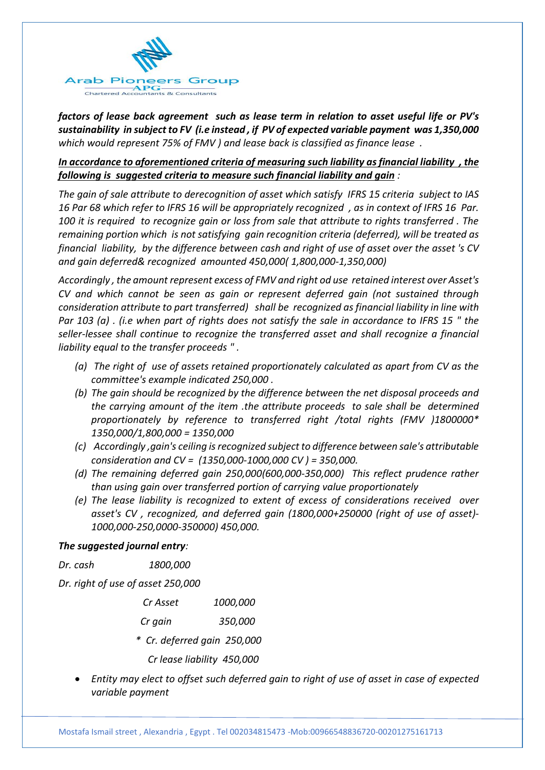*factors of lease back agreement such as lease term in relation to asset useful life or PV's sustainability in subject to FV (i.e instead, if PV of expected variable payment was 1,350,000* *which would represent 75% of FMV ) and lease back is classified as finance lease .*

***In accordance to aforementioned criteria of measuring such liability as financial liability , the following is suggested criteria to measure such financial liability and gain** :*

*The gain of sale attribute to derecognition of asset which satisfy IFRS 15 criteria subject to IAS 16 Par 68 which refer to IFRS 16 will be appropriately recognized , as in context of IFRS 16 Par. 100 it is required to recognize gain or loss from sale that attribute to rights transferred . The remaining portion which is not satisfying gain recognition criteria (deferred), will be treated as financial liability, by the difference between cash and right of use of asset over the asset 's CV and gain deferred& recognized amounted 450,000( 1,800,000-1,350,000)*

*Accordingly , the amount represent excess of FMV and right od use retained interest over Asset's CV and which cannot be seen as gain or represent deferred gain (not sustained through consideration attribute to part transferred) shall be recognized as financial liability in line with Par 103 (a) . (i.e when part of rights does not satisfy the sale in accordance to IFRS 15 " the seller-lessee shall continue to recognize the transferred asset and shall recognize a financial liability equal to the transfer proceeds " .*

- *(a) The right of use of assets retained proportionately calculated as apart from CV as the committee's example indicated 250,000 .*
- *(b) The gain should be recognized by the difference between the net disposal proceeds and the carrying amount of the item .the attribute proceeds to sale shall be determined proportionately by reference to transferred right /total rights (FMV )1800000\* 1350,000/1,800,000 = 1350,000*
- *(c) Accordingly ,gain's ceiling is recognized subject to difference between sale's attributable consideration and CV = (1350,000-1000,000 CV ) = 350,000.*
- *(d) The remaining deferred gain 250,000(600,000-350,000) This reflect prudence rather than using gain over transferred portion of carrying value proportionately*
- *(e) The lease liability is recognized to extent of excess of considerations received over asset's CV , recognized, and deferred gain (1800,000+250000 (right of use of asset)-1000,000-250,0000-350000) 450,000.*

***The suggested journal entry**:*

*Dr. cash 1800,000*

*Dr. right of use of asset 250,000*

*Cr Asset 1000,000*

*Cr gain 350,000*

*\* Cr. deferred gain 250,000*

*Cr lease liability 450,000*

- *Entity may elect to offset such deferred gain to right of use of asset in case of expected variable payment*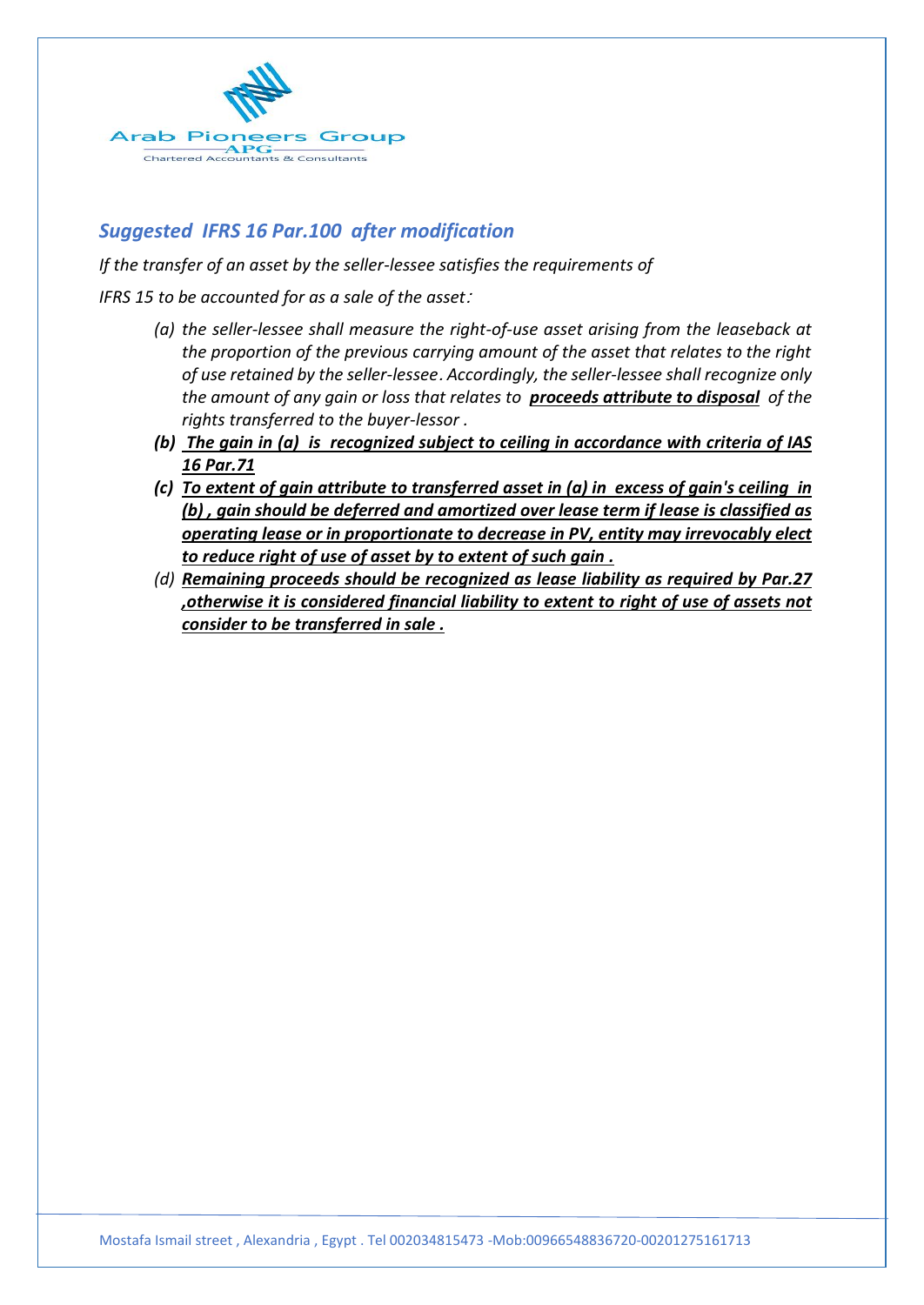## *Suggested IFRS 16 Par.100 after modification*

*If the transfer of an asset by the seller-lessee satisfies the requirements of IFRS 15 to be accounted for as a sale of the asset:*

- *(a) the seller-lessee shall measure the right-of-use asset arising from the leaseback at the proportion of the previous carrying amount of the asset that relates to the right of use retained by the seller-lessee. Accordingly, the seller-lessee shall recognize only the amount of any gain or loss that relates to* ***proceeds attribute to disposal*** *of the rights transferred to the buyer-lessor .*
- ***(b) The gain in (a) is recognized subject to ceiling in accordance with criteria of IAS 16 Par.71***
- ***(c) To extent of gain attribute to transferred asset in (a) in excess of gain's ceiling in (b) , gain should be deferred and amortized over lease term if lease is classified as operating lease or in proportionate to decrease in PV, entity may irrevocably elect to reduce right of use of asset by to extent of such gain .***
- *(d)* ***Remaining proceeds should be recognized as lease liability as required by Par.27 ,otherwise it is considered financial liability to extent to right of use of assets not consider to be transferred in sale .***